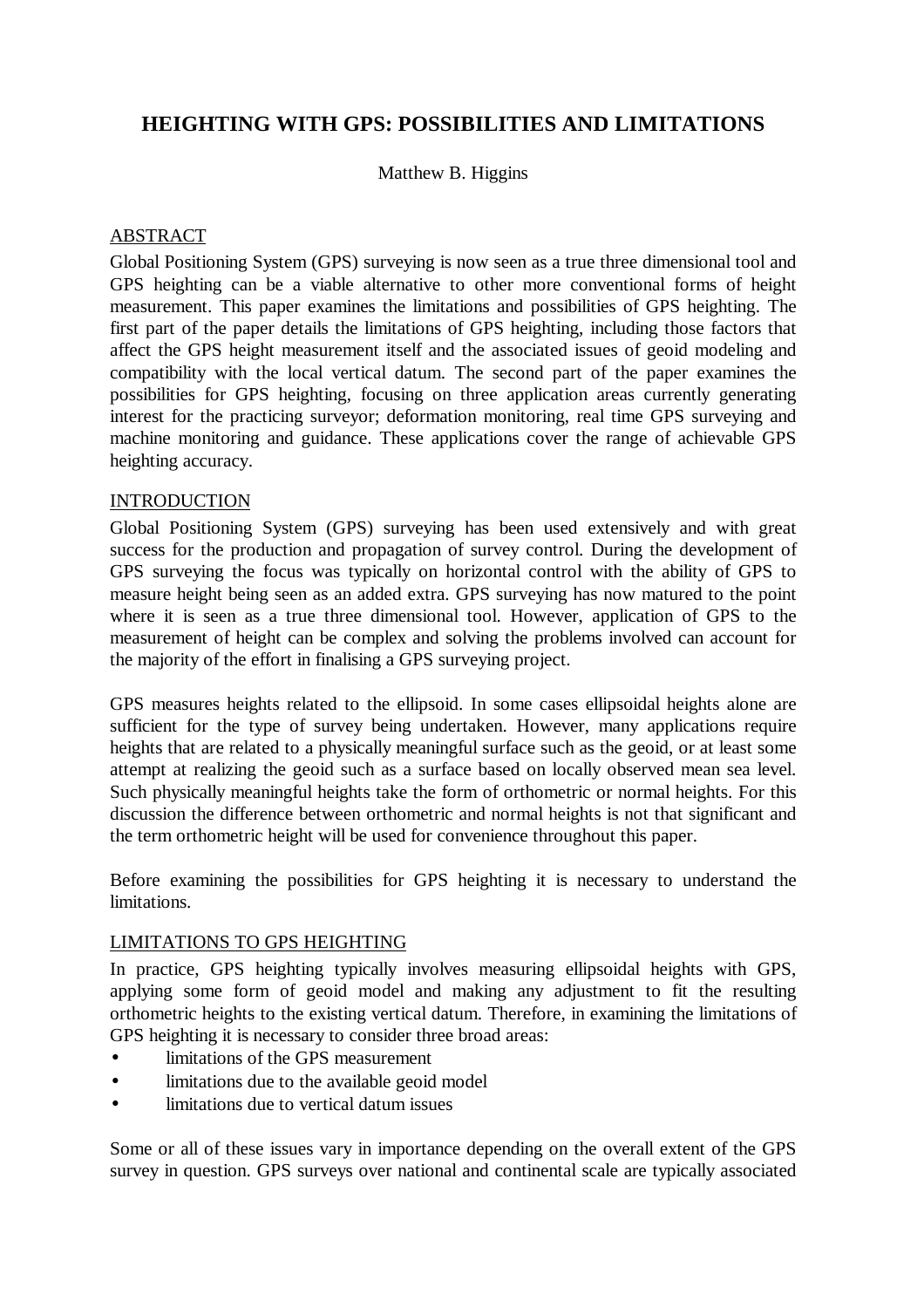# HEIGHTING WITH GPS: POSSIBILITIES AND LIMITATIONS

Matthew B. Higgins

## ABSTRACT

Global Positioning System (GPS) surveying is now seen as a true three dimensional tool and GPS heighting can be a viable alternative to other more conventional forms of height measurement. This paper examines the limitations and possibilities of GPS heighting. The first part of the paper details the limitations of GPS heighting, including those factors that affect the GPS height measurement itself and the associated issues of geoid modeling and compatibility with the local vertical datum. The second part of the paper examines the possibilities for GPS heighting, focusing on three application areas currently generating interest for the practicing surveyor; deformation monitoring, real time GPS surveying and machine monitoring and guidance. These applications cover the range of achievable GPS heighting accuracy.

## INTRODUCTION

Global Positioning System (GPS) surveying has been used extensively and with great success for the production and propagation of survey control. During the development of GPS surveying the focus was typically on horizontal control with the ability of GPS to measure height being seen as an added extra. GPS surveying has now matured to the point where it is seen as a true three dimensional tool. However, application of GPS to the measurement of height can be complex and solving the problems involved can account for the majority of the effort in finalising a GPS surveying project.

GPS measures heights related to the ellipsoid. In some cases ellipsoidal heights alone are sufficient for the type of survey being undertaken. However, many applications require heights that are related to a physically meaningful surface such as the geoid, or at least some attempt at realizing the geoid such as a surface based on locally observed mean sea level. Such physically meaningful heights take the form of orthometric or normal heights. For this discussion the difference between orthometric and normal heights is not that significant and the term orthometric height will be used for convenience throughout this paper.

Before examining the possibilities for GPS heighting it is necessary to understand the limitations.

## LIMITATIONS TO GPS HEIGHTING

In practice, GPS heighting typically involves measuring ellipsoidal heights with GPS, applying some form of geoid model and making any adjustment to fit the resulting orthometric heights to the existing vertical datum. Therefore, in examining the limitations of GPS heighting it is necessary to consider three broad areas:

- limitations of the GPS measurement
- limitations due to the available geoid model
- limitations due to vertical datum issues

Some or all of these issues vary in importance depending on the overall extent of the GPS survey in question. GPS surveys over national and continental scale are typically associated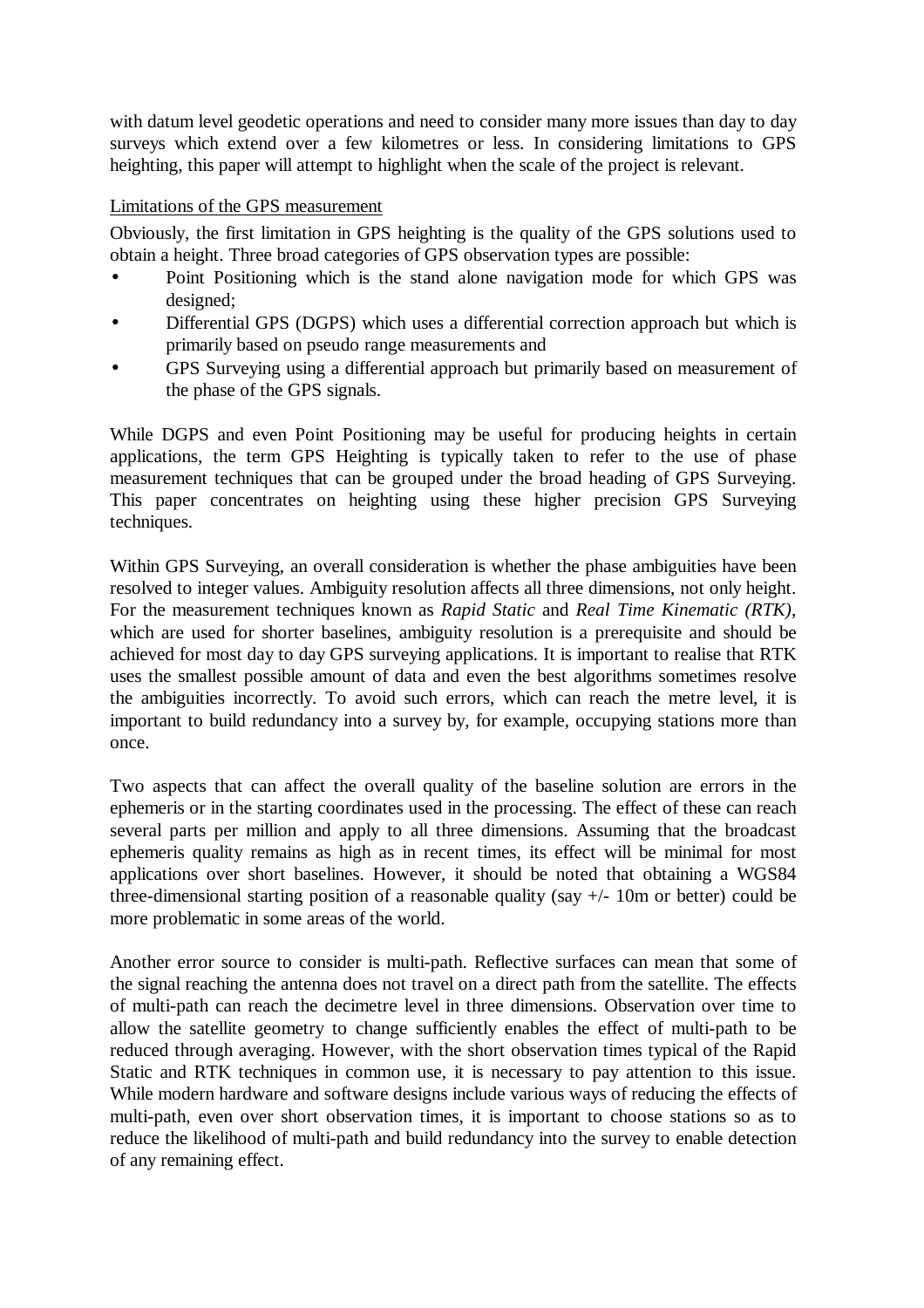with datum level geodetic operations and need to consider many more issues than day to day surveys which extend over a few kilometres or less. In considering limitations to GPS heighting, this paper will attempt to highlight when the scale of the project is relevant.

Limitations of the GPS measurement

Obviously, the first limitation in GPS heighting is the quality of the GPS solutions used to obtain a height. Three broad categories of GPS observation types are possible:

- Point Positioning which is the stand alone navigation mode for which GPS was designed;
- Differential GPS (DGPS) which uses a differential correction approach but which is primarily based on pseudo range measurements and
- GPS Surveying using a differential approach but primarily based on measurement of the phase of the GPS signals.

While DGPS and even Point Positioning may be useful for producing heights in certain applications, the term GPS Heighting is typically taken to refer to the use of phase measurement techniques that can be grouped under the broad heading of GPS Surveying. This paper concentrates on heighting using these higher precision GPS Surveying techniques.

Within GPS Surveying, an overall consideration is whether the phase ambiguities have been resolved to integer values. Ambiguity resolution affects all three dimensions, not only height. For the measurement techniques known as *Rapid Static* and *Real Time Kinematic (RTK)*, which are used for shorter baselines, ambiguity resolution is a prerequisite and should be achieved for most day to day GPS surveying applications. It is important to realise that RTK uses the smallest possible amount of data and even the best algorithms sometimes resolve the ambiguities incorrectly. To avoid such errors, which can reach the metre level, it is important to build redundancy into a survey by, for example, occupying stations more than once.

Two aspects that can affect the overall quality of the baseline solution are errors in the ephemeris or in the starting coordinates used in the processing. The effect of these can reach several parts per million and apply to all three dimensions. Assuming that the broadcast ephemeris quality remains as high as in recent times, its effect will be minimal for most applications over short baselines. However, it should be noted that obtaining a WGS84 three-dimensional starting position of a reasonable quality (say +/- 10m or better) could be more problematic in some areas of the world.

Another error source to consider is multi-path. Reflective surfaces can mean that some of the signal reaching the antenna does not travel on a direct path from the satellite. The effects of multi-path can reach the decimetre level in three dimensions. Observation over time to allow the satellite geometry to change sufficiently enables the effect of multi-path to be reduced through averaging. However, with the short observation times typical of the Rapid Static and RTK techniques in common use, it is necessary to pay attention to this issue. While modern hardware and software designs include various ways of reducing the effects of multi-path, even over short observation times, it is important to choose stations so as to reduce the likelihood of multi-path and build redundancy into the survey to enable detection of any remaining effect.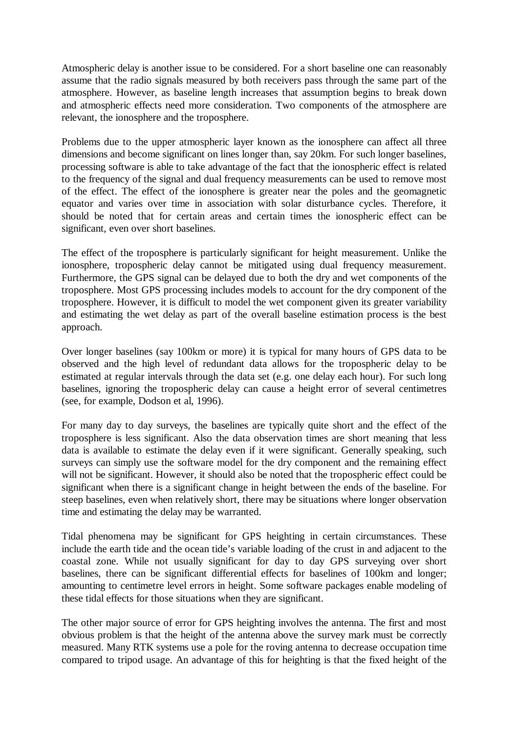Atmospheric delay is another issue to be considered. For a short baseline one can reasonably assume that the radio signals measured by both receivers pass through the same part of the atmosphere. However, as baseline length increases that assumption begins to break down and atmospheric effects need more consideration. Two components of the atmosphere are relevant, the ionosphere and the troposphere.

Problems due to the upper atmospheric layer known as the ionosphere can affect all three dimensions and become significant on lines longer than, say 20km. For such longer baselines, processing software is able to take advantage of the fact that the ionospheric effect is related to the frequency of the signal and dual frequency measurements can be used to remove most of the effect. The effect of the ionosphere is greater near the poles and the geomagnetic equator and varies over time in association with solar disturbance cycles. Therefore, it should be noted that for certain areas and certain times the ionospheric effect can be significant, even over short baselines.

The effect of the troposphere is particularly significant for height measurement. Unlike the ionosphere, tropospheric delay cannot be mitigated using dual frequency measurement. Furthermore, the GPS signal can be delayed due to both the dry and wet components of the troposphere. Most GPS processing includes models to account for the dry component of the troposphere. However, it is difficult to model the wet component given its greater variability and estimating the wet delay as part of the overall baseline estimation process is the best approach.

Over longer baselines (say 100km or more) it is typical for many hours of GPS data to be observed and the high level of redundant data allows for the tropospheric delay to be estimated at regular intervals through the data set (e.g. one delay each hour). For such long baselines, ignoring the tropospheric delay can cause a height error of several centimetres (see, for example, Dodson et al, 1996).

For many day to day surveys, the baselines are typically quite short and the effect of the troposphere is less significant. Also the data observation times are short meaning that less data is available to estimate the delay even if it were significant. Generally speaking, such surveys can simply use the software model for the dry component and the remaining effect will not be significant. However, it should also be noted that the tropospheric effect could be significant when there is a significant change in height between the ends of the baseline. For steep baselines, even when relatively short, there may be situations where longer observation time and estimating the delay may be warranted.

Tidal phenomena may be significant for GPS heighting in certain circumstances. These include the earth tide and the ocean tide's variable loading of the crust in and adjacent to the coastal zone. While not usually significant for day to day GPS surveying over short baselines, there can be significant differential effects for baselines of 100km and longer; amounting to centimetre level errors in height. Some software packages enable modeling of these tidal effects for those situations when they are significant.

The other major source of error for GPS heighting involves the antenna. The first and most obvious problem is that the height of the antenna above the survey mark must be correctly measured. Many RTK systems use a pole for the roving antenna to decrease occupation time compared to tripod usage. An advantage of this for heighting is that the fixed height of the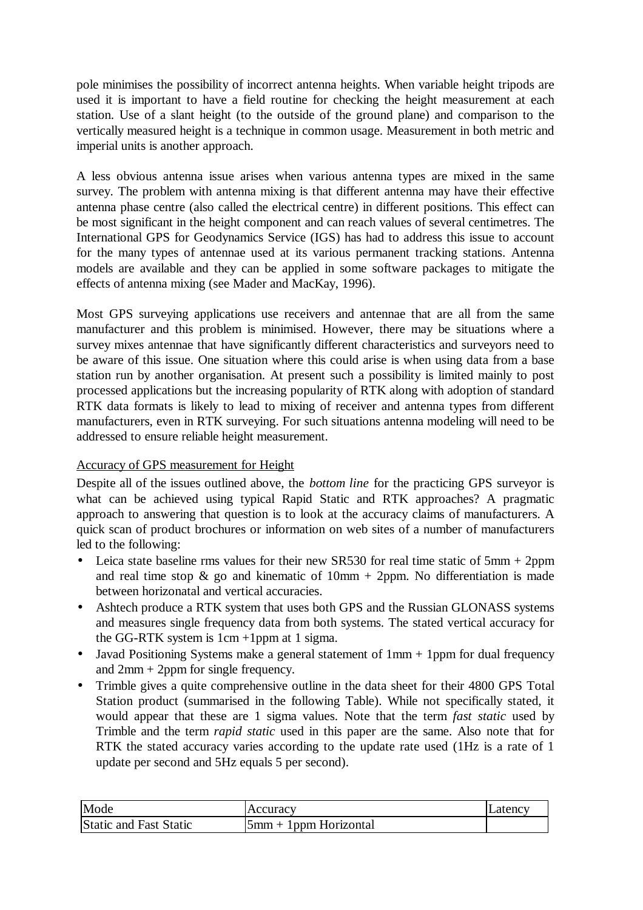pole minimises the possibility of incorrect antenna heights. When variable height tripods are used it is important to have a field routine for checking the height measurement at each station. Use of a slant height (to the outside of the ground plane) and comparison to the vertically measured height is a technique in common usage. Measurement in both metric and imperial units is another approach.

A less obvious antenna issue arises when various antenna types are mixed in the same survey. The problem with antenna mixing is that different antenna may have their effective antenna phase centre (also called the electrical centre) in different positions. This effect can be most significant in the height component and can reach values of several centimetres. The International GPS for Geodynamics Service (IGS) has had to address this issue to account for the many types of antennae used at its various permanent tracking stations. Antenna models are available and they can be applied in some software packages to mitigate the effects of antenna mixing (see Mader and MacKay, 1996).

Most GPS surveying applications use receivers and antennae that are all from the same manufacturer and this problem is minimised. However, there may be situations where a survey mixes antennae that have significantly different characteristics and surveyors need to be aware of this issue. One situation where this could arise is when using data from a base station run by another organisation. At present such a possibility is limited mainly to post processed applications but the increasing popularity of RTK along with adoption of standard RTK data formats is likely to lead to mixing of receiver and antenna types from different manufacturers, even in RTK surveying. For such situations antenna modeling will need to be addressed to ensure reliable height measurement.

<u>Accuracy of GPS measurement for Height</u>

Despite all of the issues outlined above, the *bottom line* for the practicing GPS surveyor is what can be achieved using typical Rapid Static and RTK approaches? A pragmatic approach to answering that question is to look at the accuracy claims of manufacturers. A quick scan of product brochures or information on web sites of a number of manufacturers led to the following:

- Leica state baseline rms values for their new SR530 for real time static of 5mm + 2ppm and real time stop & go and kinematic of 10mm + 2ppm. No differentiation is made between horizonatal and vertical accuracies.
- Ashtech produce a RTK system that uses both GPS and the Russian GLONASS systems and measures single frequency data from both systems. The stated vertical accuracy for the GG-RTK system is 1cm +1ppm at 1 sigma.
- Javad Positioning Systems make a general statement of 1mm + 1ppm for dual frequency and 2mm + 2ppm for single frequency.
- Trimble gives a quite comprehensive outline in the data sheet for their 4800 GPS Total Station product (summarised in the following Table). While not specifically stated, it would appear that these are 1 sigma values. Note that the term *fast static* used by Trimble and the term *rapid static* used in this paper are the same. Also note that for RTK the stated accuracy varies according to the update rate used (1Hz is a rate of 1 update per second and 5Hz equals 5 per second).

| Mode | Accuracy | Latency |
|---|---|---|
| Static and Fast Static | 5mm + 1ppm Horizontal | |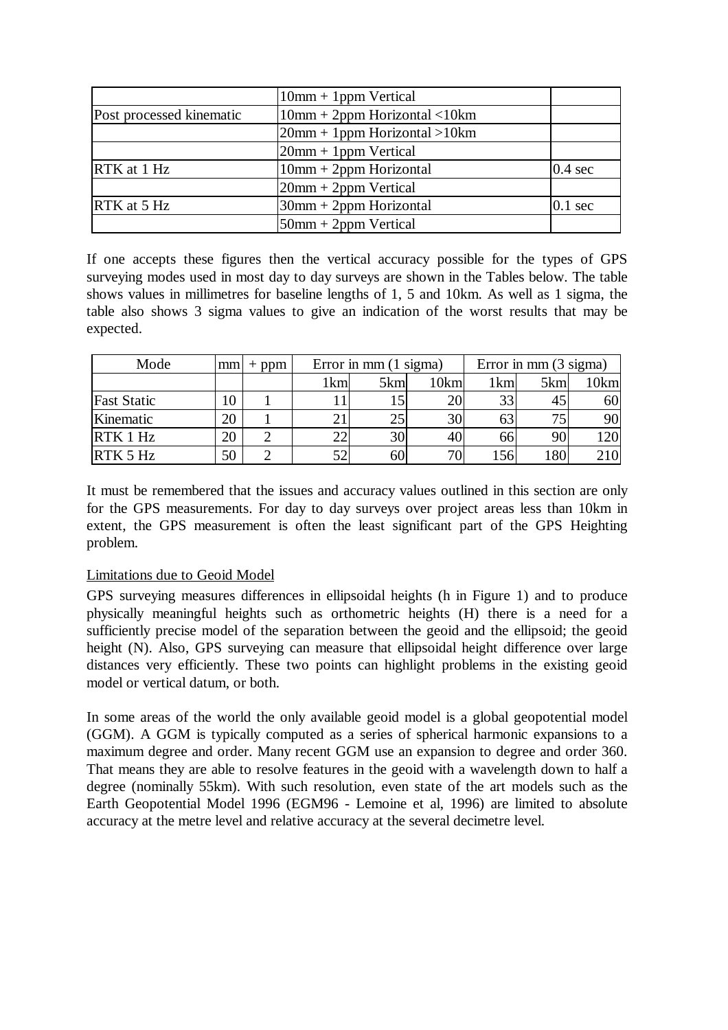| | | |
|---|---|---|
| | 10mm + 1ppm Vertical | |
| Post processed kinematic | 10mm + 2ppm Horizontal <10km | |
| | 20mm + 1ppm Horizontal >10km | |
| | 20mm + 1ppm Vertical | |
| RTK at 1 Hz | 10mm + 2ppm Horizontal | 0.4 sec |
| | 20mm + 2ppm Vertical | |
| RTK at 5 Hz | 30mm + 2ppm Horizontal | 0.1 sec |
| | 50mm + 2ppm Vertical | |

If one accepts these figures then the vertical accuracy possible for the types of GPS surveying modes used in most day to day surveys are shown in the Tables below. The table shows values in millimetres for baseline lengths of 1, 5 and 10km. As well as 1 sigma, the table also shows 3 sigma values to give an indication of the worst results that may be expected.

| Mode | mm | + ppm | Error in mm (1 sigma) | | | Error in mm (3 sigma) | | |
|---|---|---|---|---|---|---|---|---|
| | | | 1km | 5km | 10km | 1km | 5km | 10km |
| Fast Static | 10 | 1 | 11 | 15 | 20 | 33 | 45 | 60 |
| Kinematic | 20 | 1 | 21 | 25 | 30 | 63 | 75 | 90 |
| RTK 1 Hz | 20 | 2 | 22 | 30 | 40 | 66 | 90 | 120 |
| RTK 5 Hz | 50 | 2 | 52 | 60 | 70 | 156 | 180 | 210 |

It must be remembered that the issues and accuracy values outlined in this section are only for the GPS measurements. For day to day surveys over project areas less than 10km in extent, the GPS measurement is often the least significant part of the GPS Heighting problem.

<u>Limitations due to Geoid Model</u>

GPS surveying measures differences in ellipsoidal heights (h in Figure 1) and to produce physically meaningful heights such as orthometric heights (H) there is a need for a sufficiently precise model of the separation between the geoid and the ellipsoid; the geoid height (N). Also, GPS surveying can measure that ellipsoidal height difference over large distances very efficiently. These two points can highlight problems in the existing geoid model or vertical datum, or both.

In some areas of the world the only available geoid model is a global geopotential model (GGM). A GGM is typically computed as a series of spherical harmonic expansions to a maximum degree and order. Many recent GGM use an expansion to degree and order 360. That means they are able to resolve features in the geoid with a wavelength down to half a degree (nominally 55km). With such resolution, even state of the art models such as the Earth Geopotential Model 1996 (EGM96 - Lemoine et al, 1996) are limited to absolute accuracy at the metre level and relative accuracy at the several decimetre level.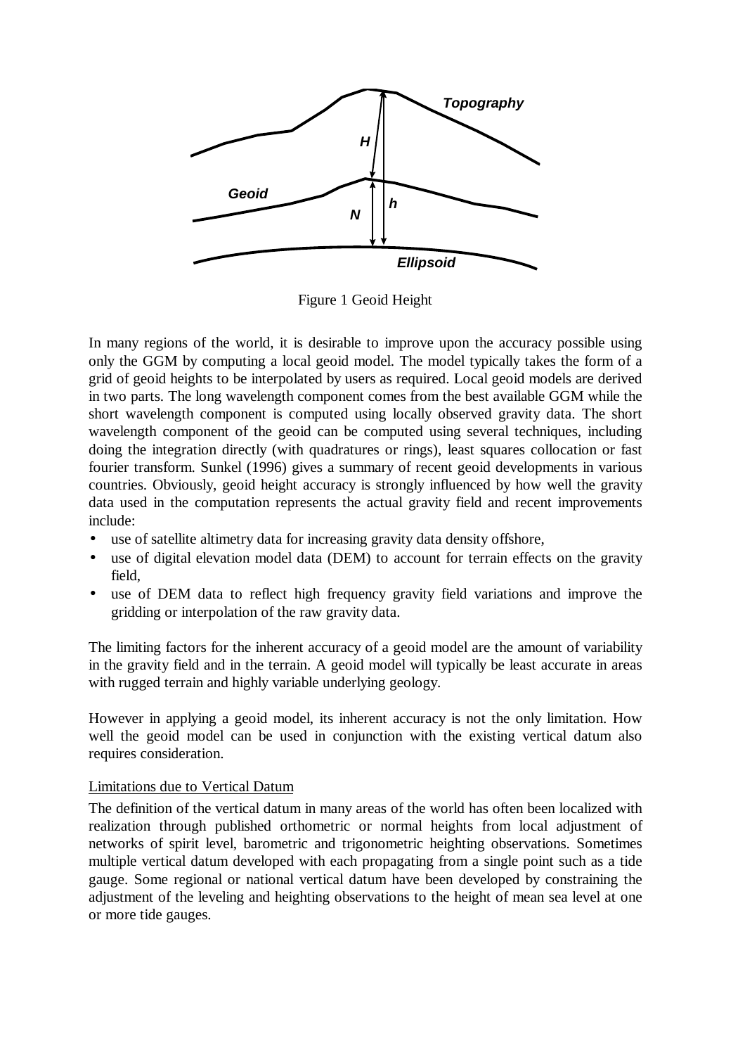Topography

H

Geoid

h

N

Ellipsoid

Figure 1 Geoid Height

In many regions of the world, it is desirable to improve upon the accuracy possible using only the GGM by computing a local geoid model. The model typically takes the form of a grid of geoid heights to be interpolated by users as required. Local geoid models are derived in two parts. The long wavelength component comes from the best available GGM while the short wavelength component is computed using locally observed gravity data. The short wavelength component of the geoid can be computed using several techniques, including doing the integration directly (with quadratures or rings), least squares collocation or fast fourier transform. Sunkel (1996) gives a summary of recent geoid developments in various countries. Obviously, geoid height accuracy is strongly influenced by how well the gravity data used in the computation represents the actual gravity field and recent improvements include:

- use of satellite altimetry data for increasing gravity data density offshore,
- use of digital elevation model data (DEM) to account for terrain effects on the gravity field,
- use of DEM data to reflect high frequency gravity field variations and improve the gridding or interpolation of the raw gravity data.

The limiting factors for the inherent accuracy of a geoid model are the amount of variability in the gravity field and in the terrain. A geoid model will typically be least accurate in areas with rugged terrain and highly variable underlying geology.

However in applying a geoid model, its inherent accuracy is not the only limitation. How well the geoid model can be used in conjunction with the existing vertical datum also requires consideration.

Limitations due to Vertical Datum

The definition of the vertical datum in many areas of the world has often been localized with realization through published orthometric or normal heights from local adjustment of networks of spirit level, barometric and trigonometric heighting observations. Sometimes multiple vertical datum developed with each propagating from a single point such as a tide gauge. Some regional or national vertical datum have been developed by constraining the adjustment of the leveling and heighting observations to the height of mean sea level at one or more tide gauges.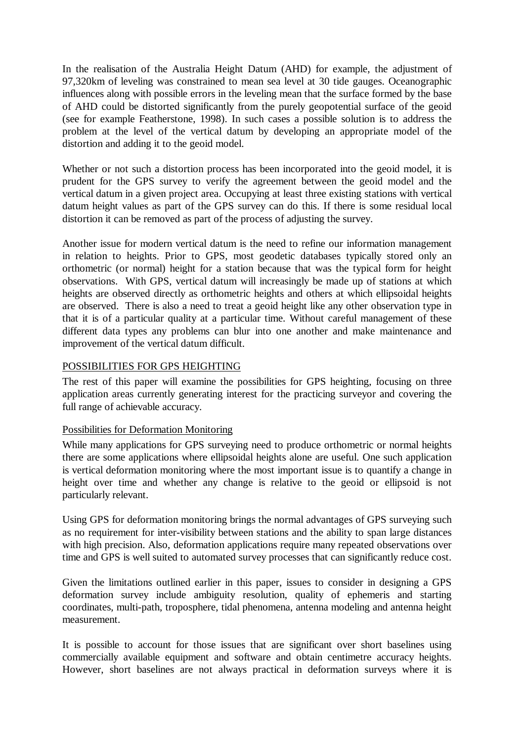In the realisation of the Australia Height Datum (AHD) for example, the adjustment of 97,320km of leveling was constrained to mean sea level at 30 tide gauges. Oceanographic influences along with possible errors in the leveling mean that the surface formed by the base of AHD could be distorted significantly from the purely geopotential surface of the geoid (see for example Featherstone, 1998). In such cases a possible solution is to address the problem at the level of the vertical datum by developing an appropriate model of the distortion and adding it to the geoid model.

Whether or not such a distortion process has been incorporated into the geoid model, it is prudent for the GPS survey to verify the agreement between the geoid model and the vertical datum in a given project area. Occupying at least three existing stations with vertical datum height values as part of the GPS survey can do this. If there is some residual local distortion it can be removed as part of the process of adjusting the survey.

Another issue for modern vertical datum is the need to refine our information management in relation to heights. Prior to GPS, most geodetic databases typically stored only an orthometric (or normal) height for a station because that was the typical form for height observations. With GPS, vertical datum will increasingly be made up of stations at which heights are observed directly as orthometric heights and others at which ellipsoidal heights are observed. There is also a need to treat a geoid height like any other observation type in that it is of a particular quality at a particular time. Without careful management of these different data types any problems can blur into one another and make maintenance and improvement of the vertical datum difficult.

## POSSIBILITIES FOR GPS HEIGHTING

The rest of this paper will examine the possibilities for GPS heighting, focusing on three application areas currently generating interest for the practicing surveyor and covering the full range of achievable accuracy.

### Possibilities for Deformation Monitoring

While many applications for GPS surveying need to produce orthometric or normal heights there are some applications where ellipsoidal heights alone are useful. One such application is vertical deformation monitoring where the most important issue is to quantify a change in height over time and whether any change is relative to the geoid or ellipsoid is not particularly relevant.

Using GPS for deformation monitoring brings the normal advantages of GPS surveying such as no requirement for inter-visibility between stations and the ability to span large distances with high precision. Also, deformation applications require many repeated observations over time and GPS is well suited to automated survey processes that can significantly reduce cost.

Given the limitations outlined earlier in this paper, issues to consider in designing a GPS deformation survey include ambiguity resolution, quality of ephemeris and starting coordinates, multi-path, troposphere, tidal phenomena, antenna modeling and antenna height measurement.

It is possible to account for those issues that are significant over short baselines using commercially available equipment and software and obtain centimetre accuracy heights. However, short baselines are not always practical in deformation surveys where it is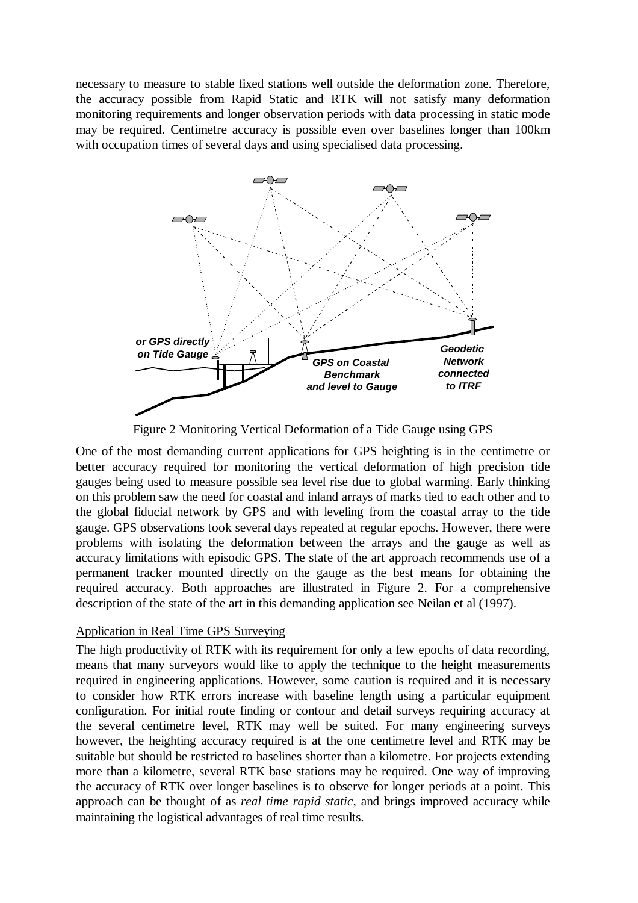necessary to measure to stable fixed stations well outside the deformation zone. Therefore, the accuracy possible from Rapid Static and RTK will not satisfy many deformation monitoring requirements and longer observation periods with data processing in static mode may be required. Centimetre accuracy is possible even over baselines longer than 100km with occupation times of several days and using specialised data processing.

Figure 2 Monitoring Vertical Deformation of a Tide Gauge using GPS

One of the most demanding current applications for GPS heighting is in the centimetre or better accuracy required for monitoring the vertical deformation of high precision tide gauges being used to measure possible sea level rise due to global warming. Early thinking on this problem saw the need for coastal and inland arrays of marks tied to each other and to the global fiducial network by GPS and with leveling from the coastal array to the tide gauge. GPS observations took several days repeated at regular epochs. However, there were problems with isolating the deformation between the arrays and the gauge as well as accuracy limitations with episodic GPS. The state of the art approach recommends use of a permanent tracker mounted directly on the gauge as the best means for obtaining the required accuracy. Both approaches are illustrated in Figure 2. For a comprehensive description of the state of the art in this demanding application see Neilan et al (1997).

Application in Real Time GPS Surveying

The high productivity of RTK with its requirement for only a few epochs of data recording, means that many surveyors would like to apply the technique to the height measurements required in engineering applications. However, some caution is required and it is necessary to consider how RTK errors increase with baseline length using a particular equipment configuration. For initial route finding or contour and detail surveys requiring accuracy at the several centimetre level, RTK may well be suited. For many engineering surveys however, the heighting accuracy required is at the one centimetre level and RTK may be suitable but should be restricted to baselines shorter than a kilometre. For projects extending more than a kilometre, several RTK base stations may be required. One way of improving the accuracy of RTK over longer baselines is to observe for longer periods at a point. This approach can be thought of as *real time rapid static*, and brings improved accuracy while maintaining the logistical advantages of real time results.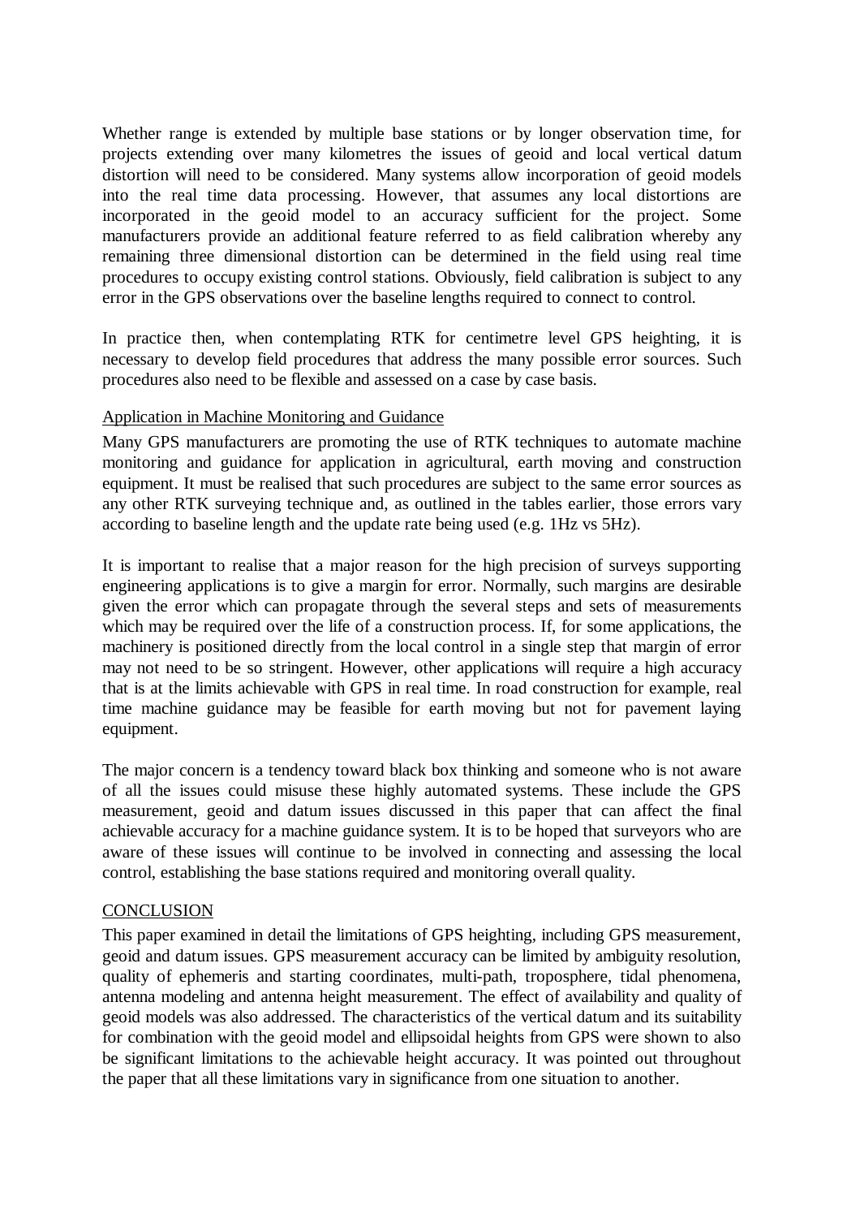Whether range is extended by multiple base stations or by longer observation time, for projects extending over many kilometres the issues of geoid and local vertical datum distortion will need to be considered. Many systems allow incorporation of geoid models into the real time data processing. However, that assumes any local distortions are incorporated in the geoid model to an accuracy sufficient for the project. Some manufacturers provide an additional feature referred to as field calibration whereby any remaining three dimensional distortion can be determined in the field using real time procedures to occupy existing control stations. Obviously, field calibration is subject to any error in the GPS observations over the baseline lengths required to connect to control.

In practice then, when contemplating RTK for centimetre level GPS heighting, it is necessary to develop field procedures that address the many possible error sources. Such procedures also need to be flexible and assessed on a case by case basis.

### Application in Machine Monitoring and Guidance

Many GPS manufacturers are promoting the use of RTK techniques to automate machine monitoring and guidance for application in agricultural, earth moving and construction equipment. It must be realised that such procedures are subject to the same error sources as any other RTK surveying technique and, as outlined in the tables earlier, those errors vary according to baseline length and the update rate being used (e.g. 1Hz vs 5Hz).

It is important to realise that a major reason for the high precision of surveys supporting engineering applications is to give a margin for error. Normally, such margins are desirable given the error which can propagate through the several steps and sets of measurements which may be required over the life of a construction process. If, for some applications, the machinery is positioned directly from the local control in a single step that margin of error may not need to be so stringent. However, other applications will require a high accuracy that is at the limits achievable with GPS in real time. In road construction for example, real time machine guidance may be feasible for earth moving but not for pavement laying equipment.

The major concern is a tendency toward black box thinking and someone who is not aware of all the issues could misuse these highly automated systems. These include the GPS measurement, geoid and datum issues discussed in this paper that can affect the final achievable accuracy for a machine guidance system. It is to be hoped that surveyors who are aware of these issues will continue to be involved in connecting and assessing the local control, establishing the base stations required and monitoring overall quality.

## CONCLUSION

This paper examined in detail the limitations of GPS heighting, including GPS measurement, geoid and datum issues. GPS measurement accuracy can be limited by ambiguity resolution, quality of ephemeris and starting coordinates, multi-path, troposphere, tidal phenomena, antenna modeling and antenna height measurement. The effect of availability and quality of geoid models was also addressed. The characteristics of the vertical datum and its suitability for combination with the geoid model and ellipsoidal heights from GPS were shown to also be significant limitations to the achievable height accuracy. It was pointed out throughout the paper that all these limitations vary in significance from one situation to another.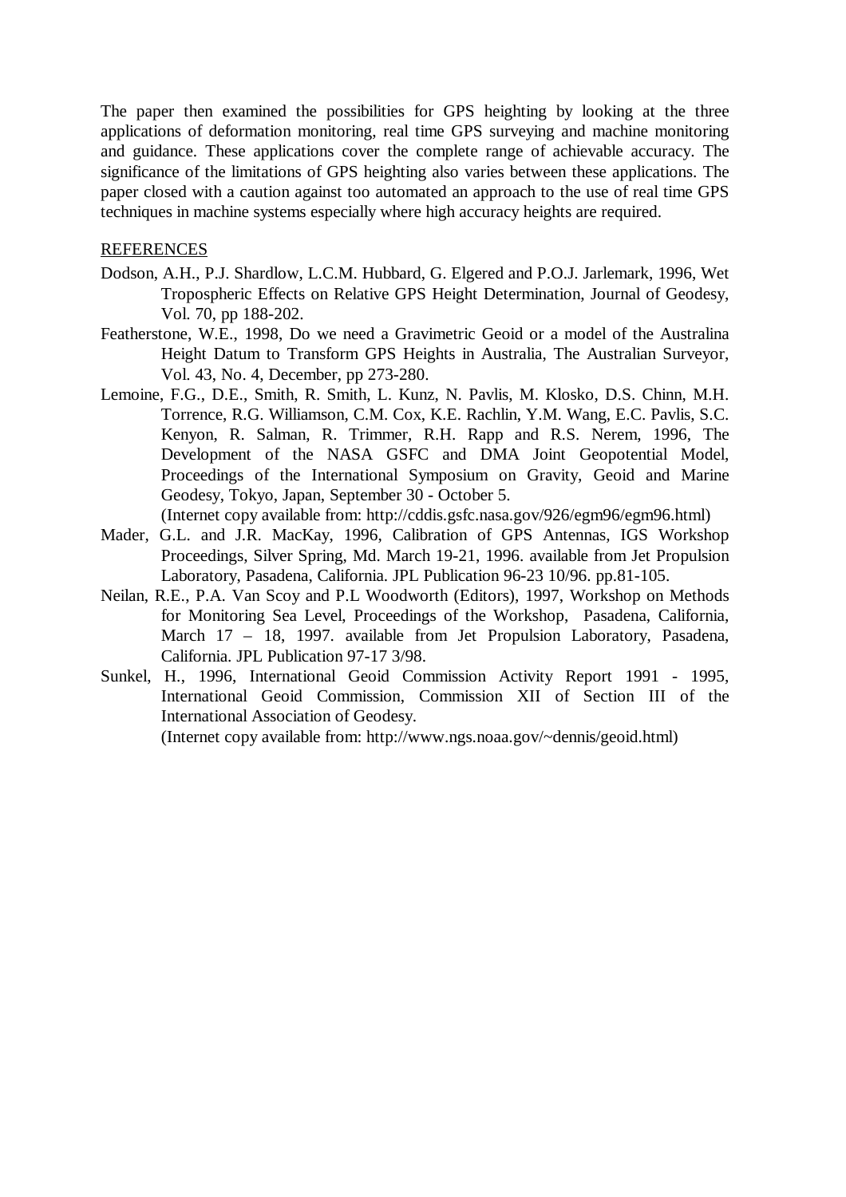The paper then examined the possibilities for GPS heighting by looking at the three applications of deformation monitoring, real time GPS surveying and machine monitoring and guidance. These applications cover the complete range of achievable accuracy. The significance of the limitations of GPS heighting also varies between these applications. The paper closed with a caution against too automated an approach to the use of real time GPS techniques in machine systems especially where high accuracy heights are required.

## REFERENCES

Dodson, A.H., P.J. Shardlow, L.C.M. Hubbard, G. Elgered and P.O.J. Jarlemark, 1996, Wet Tropospheric Effects on Relative GPS Height Determination, Journal of Geodesy, Vol. 70, pp 188-202.

Featherstone, W.E., 1998, Do we need a Gravimetric Geoid or a model of the Australina Height Datum to Transform GPS Heights in Australia, The Australian Surveyor, Vol. 43, No. 4, December, pp 273-280.

Lemoine, F.G., D.E., Smith, R. Smith, L. Kunz, N. Pavlis, M. Klosko, D.S. Chinn, M.H. Torrence, R.G. Williamson, C.M. Cox, K.E. Rachlin, Y.M. Wang, E.C. Pavlis, S.C. Kenyon, R. Salman, R. Trimmer, R.H. Rapp and R.S. Nerem, 1996, The Development of the NASA GSFC and DMA Joint Geopotential Model, Proceedings of the International Symposium on Gravity, Geoid and Marine Geodesy, Tokyo, Japan, September 30 - October 5.
(Internet copy available from: http://cddis.gsfc.nasa.gov/926/egm96/egm96.html)

Mader, G.L. and J.R. MacKay, 1996, Calibration of GPS Antennas, IGS Workshop Proceedings, Silver Spring, Md. March 19-21, 1996. available from Jet Propulsion Laboratory, Pasadena, California. JPL Publication 96-23 10/96. pp.81-105.

Neilan, R.E., P.A. Van Scoy and P.L Woodworth (Editors), 1997, Workshop on Methods for Monitoring Sea Level, Proceedings of the Workshop, Pasadena, California, March 17 – 18, 1997. available from Jet Propulsion Laboratory, Pasadena, California. JPL Publication 97-17 3/98.

Sunkel, H., 1996, International Geoid Commission Activity Report 1991 - 1995, International Geoid Commission, Commission XII of Section III of the International Association of Geodesy.
(Internet copy available from: http://www.ngs.noaa.gov/~dennis/geoid.html)